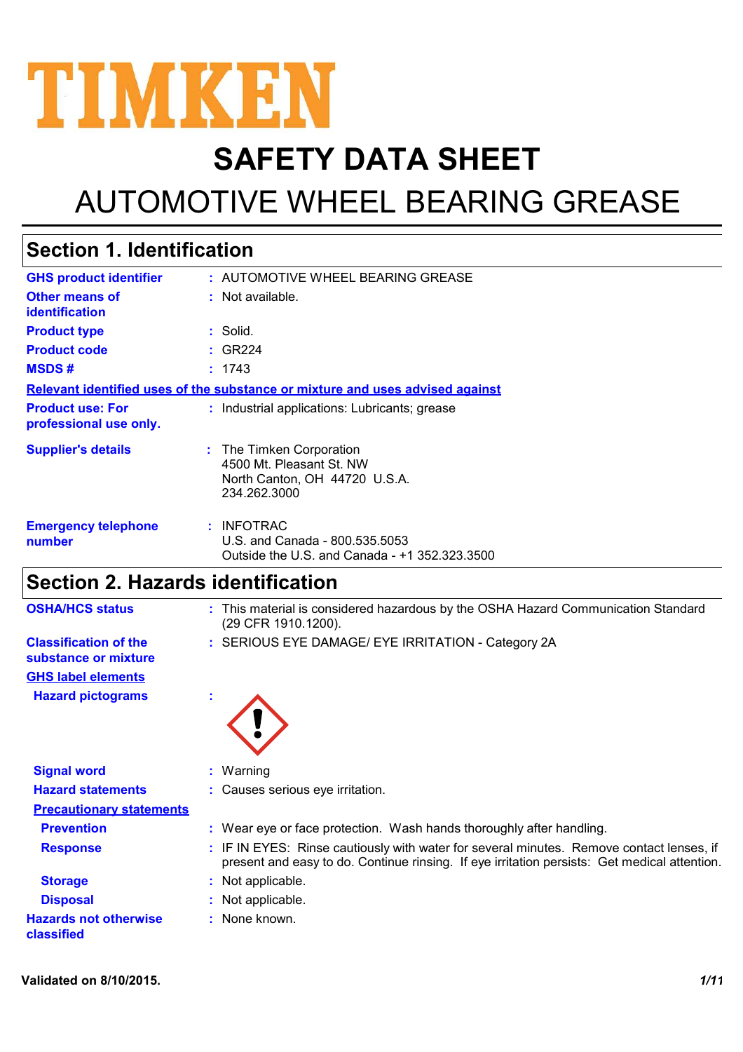# TIMKEN

# SAFETY DATA SHEET

# AUTOMOTIVE WHEEL BEARING GREASE

## Section 1. Identification

| | |
|---|---|
| **GHS product identifier** | : AUTOMOTIVE WHEEL BEARING GREASE |
| **Other means of identification** | : Not available. |
| **Product type** | : Solid. |
| **Product code** | : GR224 |
| **MSDS #** | : 1743 |

**Relevant identified uses of the substance or mixture and uses advised against**

| | |
|---|---|
| **Product use: For professional use only.** | : Industrial applications: Lubricants; grease |
| **Supplier's details** | : The Timken Corporation<br>4500 Mt. Pleasant St. NW<br>North Canton, OH 44720 U.S.A.<br>234.262.3000 |
| **Emergency telephone number** | : INFOTRAC<br>U.S. and Canada - 800.535.5053<br>Outside the U.S. and Canada - +1 352.323.3500 |

## Section 2. Hazards identification

| | |
|---|---|
| **OSHA/HCS status** | : This material is considered hazardous by the OSHA Hazard Communication Standard (29 CFR 1910.1200). |
| **Classification of the substance or mixture** | : SERIOUS EYE DAMAGE/ EYE IRRITATION - Category 2A |

**GHS label elements**

| | |
|---|---|
| **Hazard pictograms** | : |
| **Signal word** | : Warning |
| **Hazard statements** | : Causes serious eye irritation. |

**Precautionary statements**

| | |
|---|---|
| **Prevention** | : Wear eye or face protection. Wash hands thoroughly after handling. |
| **Response** | : IF IN EYES: Rinse cautiously with water for several minutes. Remove contact lenses, if present and easy to do. Continue rinsing. If eye irritation persists: Get medical attention. |
| **Storage** | : Not applicable. |
| **Disposal** | : Not applicable. |
| **Hazards not otherwise classified** | : None known. |

Validated on 8/10/2015.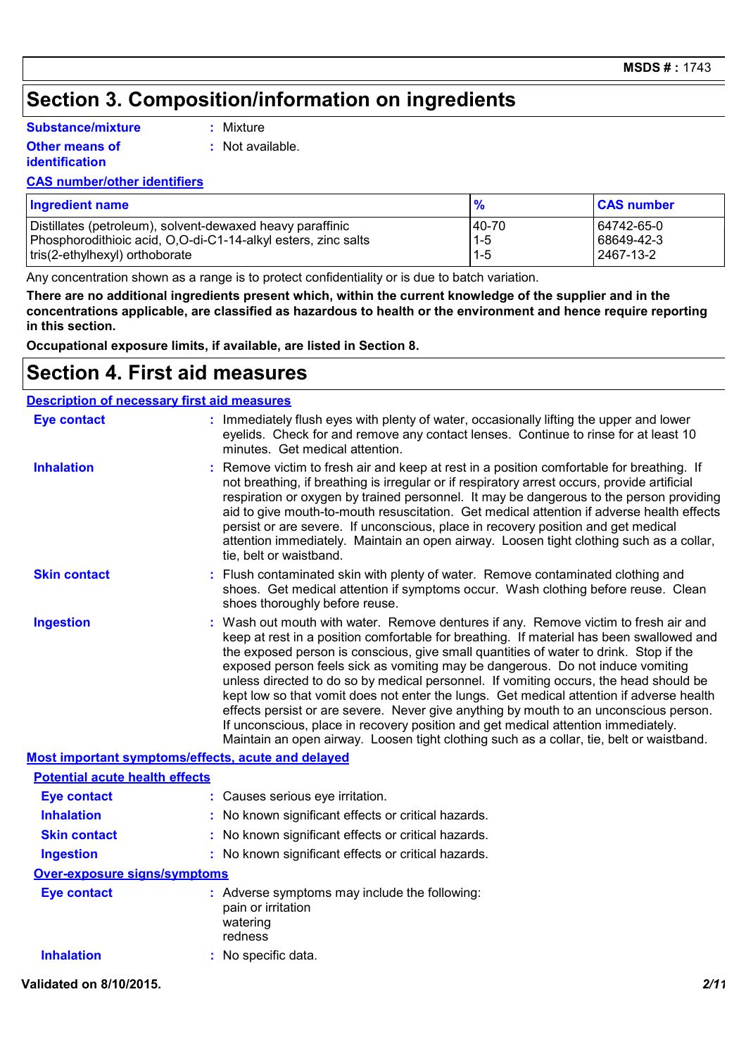## Section 3. Composition/information on ingredients

**Substance/mixture** : Mixture

**Other means of identification** : Not available.

**CAS number/other identifiers**

| Ingredient name | % | CAS number |
|---|---|---|
| Distillates (petroleum), solvent-dewaxed heavy paraffinic | 40-70 | 64742-65-0 |
| Phosphorodithioic acid, O,O-di-C1-14-alkyl esters, zinc salts | 1-5 | 68649-42-3 |
| tris(2-ethylhexyl) orthoborate | 1-5 | 2467-13-2 |

Any concentration shown as a range is to protect confidentiality or is due to batch variation.

**There are no additional ingredients present which, within the current knowledge of the supplier and in the concentrations applicable, are classified as hazardous to health or the environment and hence require reporting in this section.**

**Occupational exposure limits, if available, are listed in Section 8.**

## Section 4. First aid measures

**Description of necessary first aid measures**

**Eye contact** : Immediately flush eyes with plenty of water, occasionally lifting the upper and lower eyelids. Check for and remove any contact lenses. Continue to rinse for at least 10 minutes. Get medical attention.

**Inhalation** : Remove victim to fresh air and keep at rest in a position comfortable for breathing. If not breathing, if breathing is irregular or if respiratory arrest occurs, provide artificial respiration or oxygen by trained personnel. It may be dangerous to the person providing aid to give mouth-to-mouth resuscitation. Get medical attention if adverse health effects persist or are severe. If unconscious, place in recovery position and get medical attention immediately. Maintain an open airway. Loosen tight clothing such as a collar, tie, belt or waistband.

**Skin contact** : Flush contaminated skin with plenty of water. Remove contaminated clothing and shoes. Get medical attention if symptoms occur. Wash clothing before reuse. Clean shoes thoroughly before reuse.

**Ingestion** : Wash out mouth with water. Remove dentures if any. Remove victim to fresh air and keep at rest in a position comfortable for breathing. If material has been swallowed and the exposed person is conscious, give small quantities of water to drink. Stop if the exposed person feels sick as vomiting may be dangerous. Do not induce vomiting unless directed to do so by medical personnel. If vomiting occurs, the head should be kept low so that vomit does not enter the lungs. Get medical attention if adverse health effects persist or are severe. Never give anything by mouth to an unconscious person. If unconscious, place in recovery position and get medical attention immediately. Maintain an open airway. Loosen tight clothing such as a collar, tie, belt or waistband.

**Most important symptoms/effects, acute and delayed**

**Potential acute health effects**

**Eye contact** : Causes serious eye irritation.

**Inhalation** : No known significant effects or critical hazards.

**Skin contact** : No known significant effects or critical hazards.

**Ingestion** : No known significant effects or critical hazards.

**Over-exposure signs/symptoms**

**Eye contact** : Adverse symptoms may include the following:
pain or irritation
watering
redness

**Inhalation** : No specific data.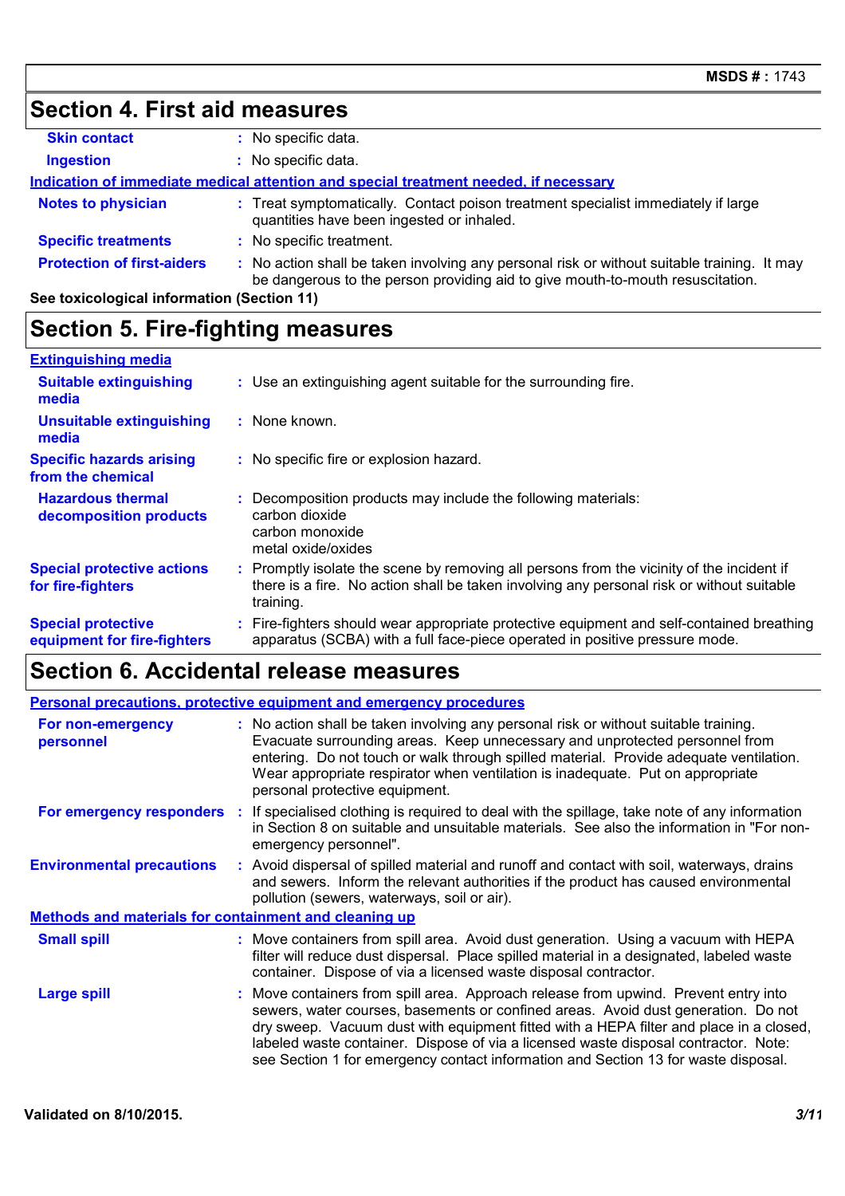## Section 4. First aid measures

| | | |
|---|---|---|
| **Skin contact** | : | No specific data. |
| **Ingestion** | : | No specific data. |

**Indication of immediate medical attention and special treatment needed, if necessary**

| | | |
|---|---|---|
| **Notes to physician** | : | Treat symptomatically. Contact poison treatment specialist immediately if large quantities have been ingested or inhaled. |
| **Specific treatments** | : | No specific treatment. |
| **Protection of first-aiders** | : | No action shall be taken involving any personal risk or without suitable training. It may be dangerous to the person providing aid to give mouth-to-mouth resuscitation. |

**See toxicological information (Section 11)**

## Section 5. Fire-fighting measures

**Extinguishing media**

| | | |
|---|---|---|
| **Suitable extinguishing media** | : | Use an extinguishing agent suitable for the surrounding fire. |
| **Unsuitable extinguishing media** | : | None known. |
| **Specific hazards arising from the chemical** | : | No specific fire or explosion hazard. |
| **Hazardous thermal decomposition products** | : | Decomposition products may include the following materials: carbon dioxide, carbon monoxide, metal oxide/oxides |
| **Special protective actions for fire-fighters** | : | Promptly isolate the scene by removing all persons from the vicinity of the incident if there is a fire. No action shall be taken involving any personal risk or without suitable training. |
| **Special protective equipment for fire-fighters** | : | Fire-fighters should wear appropriate protective equipment and self-contained breathing apparatus (SCBA) with a full face-piece operated in positive pressure mode. |

## Section 6. Accidental release measures

**Personal precautions, protective equipment and emergency procedures**

| | | |
|---|---|---|
| **For non-emergency personnel** | : | No action shall be taken involving any personal risk or without suitable training. Evacuate surrounding areas. Keep unnecessary and unprotected personnel from entering. Do not touch or walk through spilled material. Provide adequate ventilation. Wear appropriate respirator when ventilation is inadequate. Put on appropriate personal protective equipment. |
| **For emergency responders** | : | If specialised clothing is required to deal with the spillage, take note of any information in Section 8 on suitable and unsuitable materials. See also the information in "For non-emergency personnel". |
| **Environmental precautions** | : | Avoid dispersal of spilled material and runoff and contact with soil, waterways, drains and sewers. Inform the relevant authorities if the product has caused environmental pollution (sewers, waterways, soil or air). |

**Methods and materials for containment and cleaning up**

| | | |
|---|---|---|
| **Small spill** | : | Move containers from spill area. Avoid dust generation. Using a vacuum with HEPA filter will reduce dust dispersal. Place spilled material in a designated, labeled waste container. Dispose of via a licensed waste disposal contractor. |
| **Large spill** | : | Move containers from spill area. Approach release from upwind. Prevent entry into sewers, water courses, basements or confined areas. Avoid dust generation. Do not dry sweep. Vacuum dust with equipment fitted with a HEPA filter and place in a closed, labeled waste container. Dispose of via a licensed waste disposal contractor. Note: see Section 1 for emergency contact information and Section 13 for waste disposal. |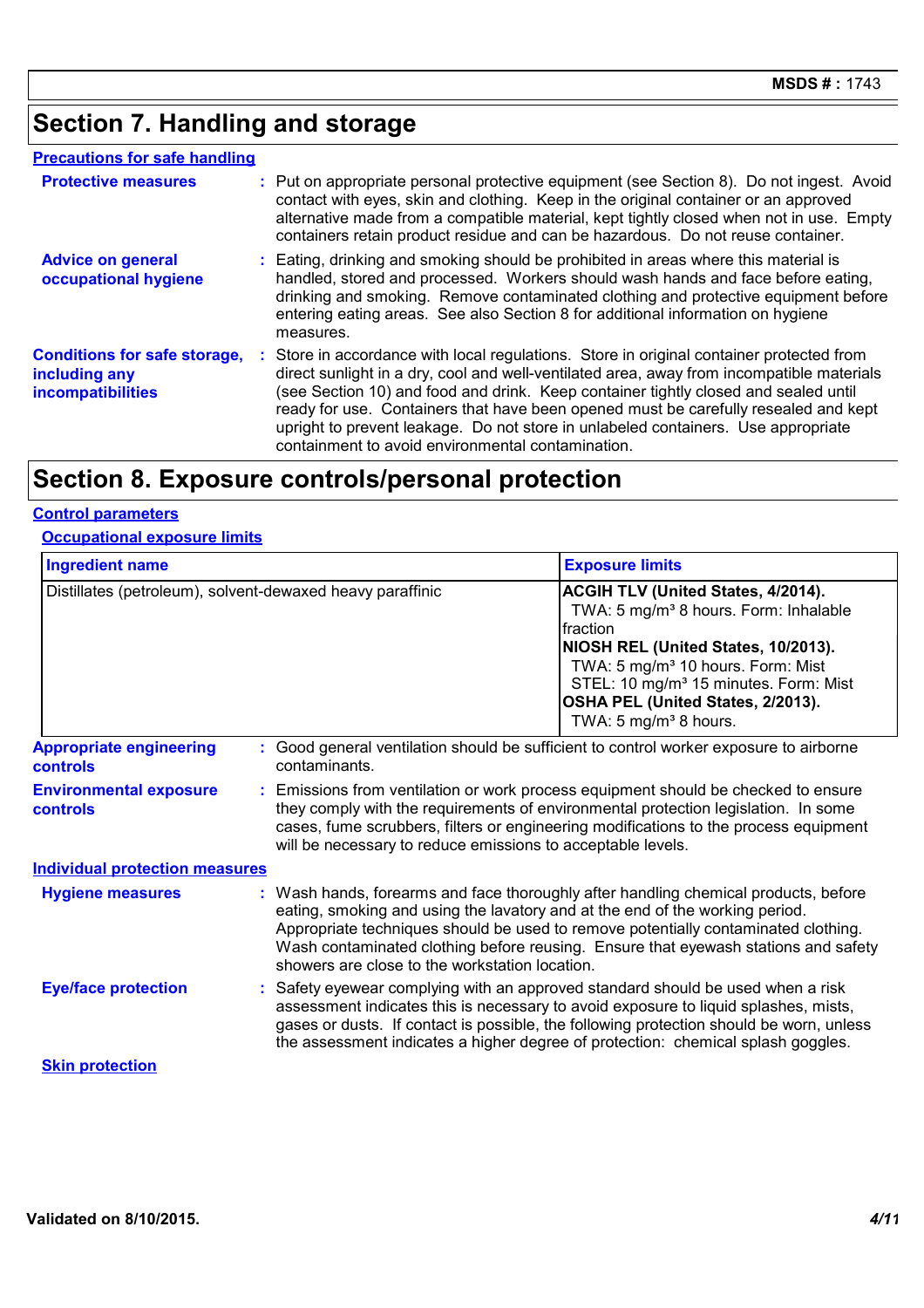## Section 7. Handling and storage

### Precautions for safe handling

**Protective measures** : Put on appropriate personal protective equipment (see Section 8). Do not ingest. Avoid contact with eyes, skin and clothing. Keep in the original container or an approved alternative made from a compatible material, kept tightly closed when not in use. Empty containers retain product residue and can be hazardous. Do not reuse container.

**Advice on general occupational hygiene** : Eating, drinking and smoking should be prohibited in areas where this material is handled, stored and processed. Workers should wash hands and face before eating, drinking and smoking. Remove contaminated clothing and protective equipment before entering eating areas. See also Section 8 for additional information on hygiene measures.

**Conditions for safe storage, including any incompatibilities** : Store in accordance with local regulations. Store in original container protected from direct sunlight in a dry, cool and well-ventilated area, away from incompatible materials (see Section 10) and food and drink. Keep container tightly closed and sealed until ready for use. Containers that have been opened must be carefully resealed and kept upright to prevent leakage. Do not store in unlabeled containers. Use appropriate containment to avoid environmental contamination.

## Section 8. Exposure controls/personal protection

### Control parameters

#### Occupational exposure limits

| Ingredient name | Exposure limits |
|---|---|
| Distillates (petroleum), solvent-dewaxed heavy paraffinic | **ACGIH TLV (United States, 4/2014).**<br>TWA: 5 mg/m³ 8 hours. Form: Inhalable fraction<br>**NIOSH REL (United States, 10/2013).**<br>TWA: 5 mg/m³ 10 hours. Form: Mist<br>STEL: 10 mg/m³ 15 minutes. Form: Mist<br>**OSHA PEL (United States, 2/2013).**<br>TWA: 5 mg/m³ 8 hours. |

**Appropriate engineering controls** : Good general ventilation should be sufficient to control worker exposure to airborne contaminants.

**Environmental exposure controls** : Emissions from ventilation or work process equipment should be checked to ensure they comply with the requirements of environmental protection legislation. In some cases, fume scrubbers, filters or engineering modifications to the process equipment will be necessary to reduce emissions to acceptable levels.

### Individual protection measures

**Hygiene measures** : Wash hands, forearms and face thoroughly after handling chemical products, before eating, smoking and using the lavatory and at the end of the working period. Appropriate techniques should be used to remove potentially contaminated clothing. Wash contaminated clothing before reusing. Ensure that eyewash stations and safety showers are close to the workstation location.

**Eye/face protection** : Safety eyewear complying with an approved standard should be used when a risk assessment indicates this is necessary to avoid exposure to liquid splashes, mists, gases or dusts. If contact is possible, the following protection should be worn, unless the assessment indicates a higher degree of protection: chemical splash goggles.

**Skin protection**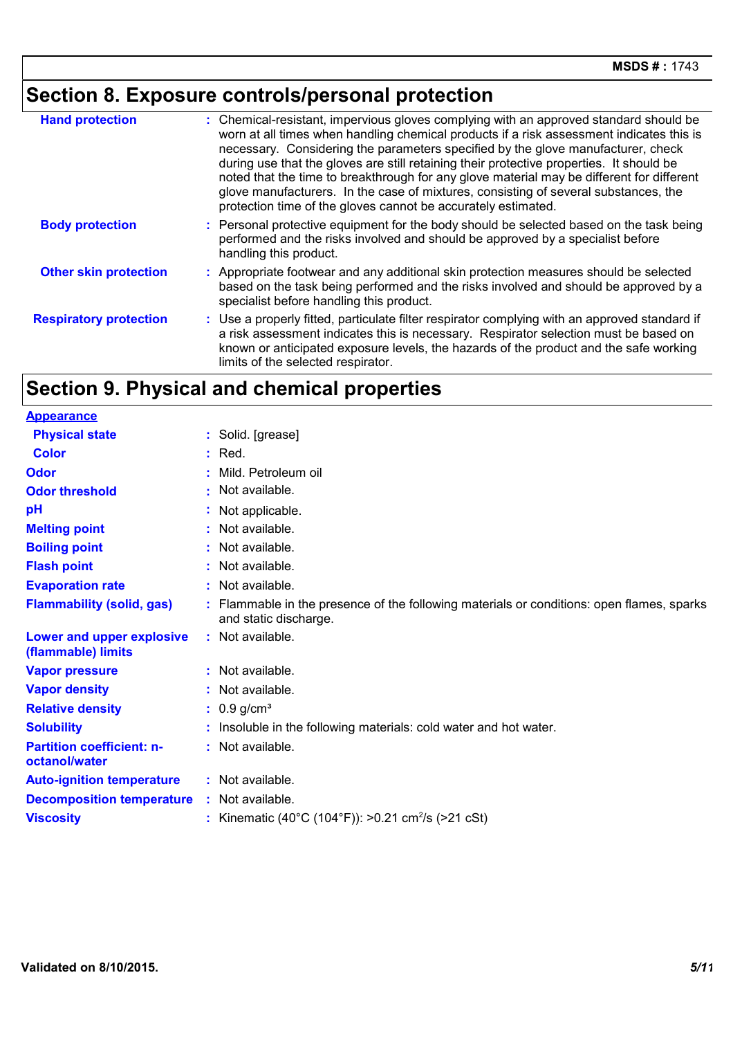## Section 8. Exposure controls/personal protection

| | |
|---|---|
| **Hand protection** | : Chemical-resistant, impervious gloves complying with an approved standard should be worn at all times when handling chemical products if a risk assessment indicates this is necessary. Considering the parameters specified by the glove manufacturer, check during use that the gloves are still retaining their protective properties. It should be noted that the time to breakthrough for any glove material may be different for different glove manufacturers. In the case of mixtures, consisting of several substances, the protection time of the gloves cannot be accurately estimated. |
| **Body protection** | : Personal protective equipment for the body should be selected based on the task being performed and the risks involved and should be approved by a specialist before handling this product. |
| **Other skin protection** | : Appropriate footwear and any additional skin protection measures should be selected based on the task being performed and the risks involved and should be approved by a specialist before handling this product. |
| **Respiratory protection** | : Use a properly fitted, particulate filter respirator complying with an approved standard if a risk assessment indicates this is necessary. Respirator selection must be based on known or anticipated exposure levels, the hazards of the product and the safe working limits of the selected respirator. |

## Section 9. Physical and chemical properties

**Appearance**

| | |
|---|---|
| **Physical state** | : Solid. [grease] |
| **Color** | : Red. |
| **Odor** | : Mild. Petroleum oil |
| **Odor threshold** | : Not available. |
| **pH** | : Not applicable. |
| **Melting point** | : Not available. |
| **Boiling point** | : Not available. |
| **Flash point** | : Not available. |
| **Evaporation rate** | : Not available. |
| **Flammability (solid, gas)** | : Flammable in the presence of the following materials or conditions: open flames, sparks and static discharge. |
| **Lower and upper explosive (flammable) limits** | : Not available. |
| **Vapor pressure** | : Not available. |
| **Vapor density** | : Not available. |
| **Relative density** | : 0.9 g/cm³ |
| **Solubility** | : Insoluble in the following materials: cold water and hot water. |
| **Partition coefficient: n-octanol/water** | : Not available. |
| **Auto-ignition temperature** | : Not available. |
| **Decomposition temperature** | : Not available. |
| **Viscosity** | : Kinematic (40°C (104°F)): >0.21 $cm^2/s$ (>21 cSt) |

**Validated on 8/10/2015.**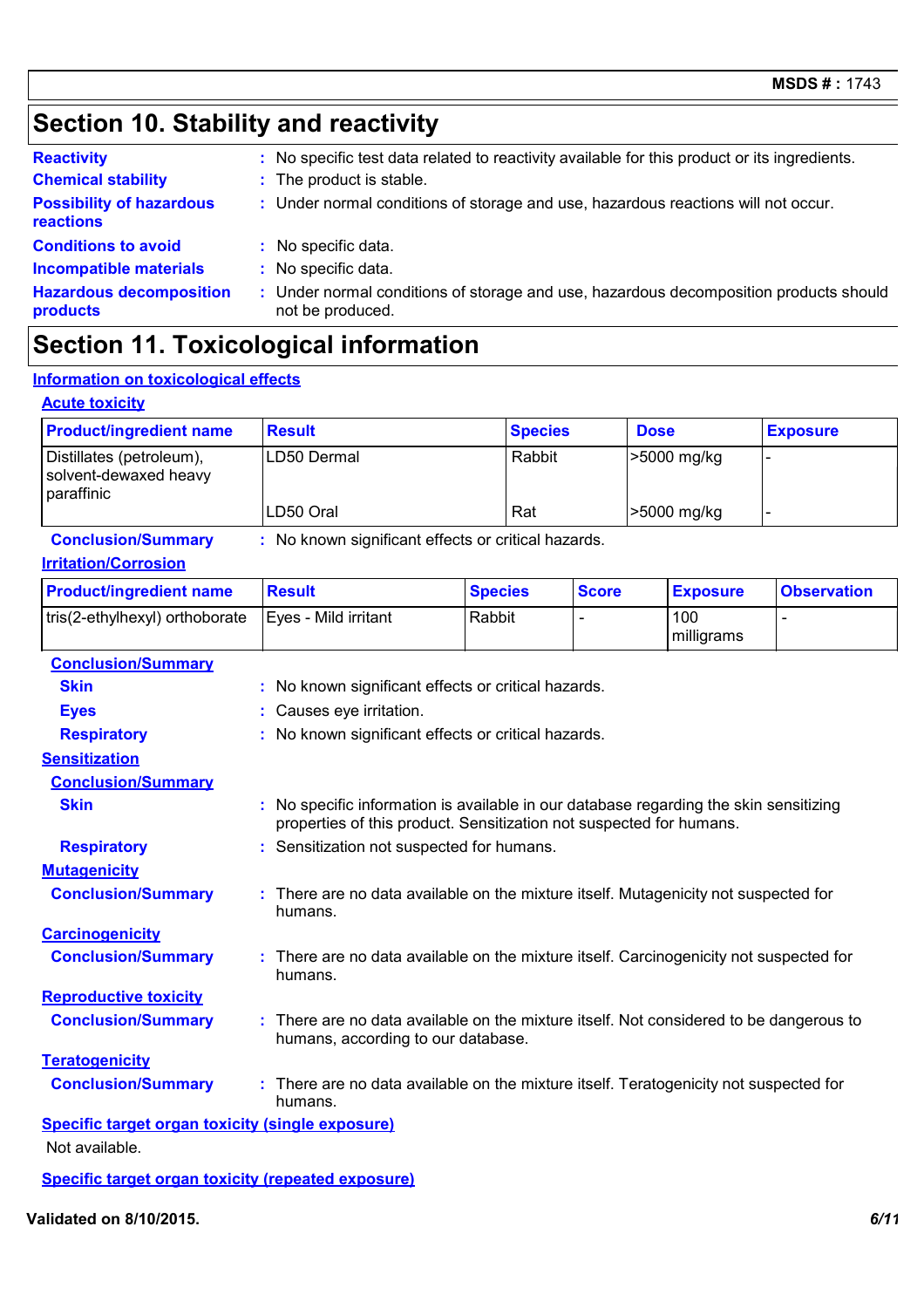## Section 10. Stability and reactivity

**Reactivity** : No specific test data related to reactivity available for this product or its ingredients.

**Chemical stability** : The product is stable.

**Possibility of hazardous reactions** : Under normal conditions of storage and use, hazardous reactions will not occur.

**Conditions to avoid** : No specific data.

**Incompatible materials** : No specific data.

**Hazardous decomposition products** : Under normal conditions of storage and use, hazardous decomposition products should not be produced.

## Section 11. Toxicological information

### Information on toxicological effects

#### Acute toxicity

| Product/ingredient name | Result | Species | Dose | Exposure |
|---|---|---|---|---|
| Distillates (petroleum), solvent-dewaxed heavy paraffinic | LD50 Dermal | Rabbit | >5000 mg/kg | - |
| | LD50 Oral | Rat | >5000 mg/kg | - |

**Conclusion/Summary** : No known significant effects or critical hazards.

#### Irritation/Corrosion

| Product/ingredient name | Result | Species | Score | Exposure | Observation |
|---|---|---|---|---|---|
| tris(2-ethylhexyl) orthoborate | Eyes - Mild irritant | Rabbit | - | 100 milligrams | - |

**Conclusion/Summary**

**Skin** : No known significant effects or critical hazards.

**Eyes** : Causes eye irritation.

**Respiratory** : No known significant effects or critical hazards.

#### Sensitization

**Conclusion/Summary**

**Skin** : No specific information is available in our database regarding the skin sensitizing properties of this product. Sensitization not suspected for humans.

**Respiratory** : Sensitization not suspected for humans.

#### Mutagenicity

**Conclusion/Summary** : There are no data available on the mixture itself. Mutagenicity not suspected for humans.

#### Carcinogenicity

**Conclusion/Summary** : There are no data available on the mixture itself. Carcinogenicity not suspected for humans.

#### Reproductive toxicity

**Conclusion/Summary** : There are no data available on the mixture itself. Not considered to be dangerous to humans, according to our database.

#### Teratogenicity

**Conclusion/Summary** : There are no data available on the mixture itself. Teratogenicity not suspected for humans.

#### Specific target organ toxicity (single exposure)

Not available.

#### Specific target organ toxicity (repeated exposure)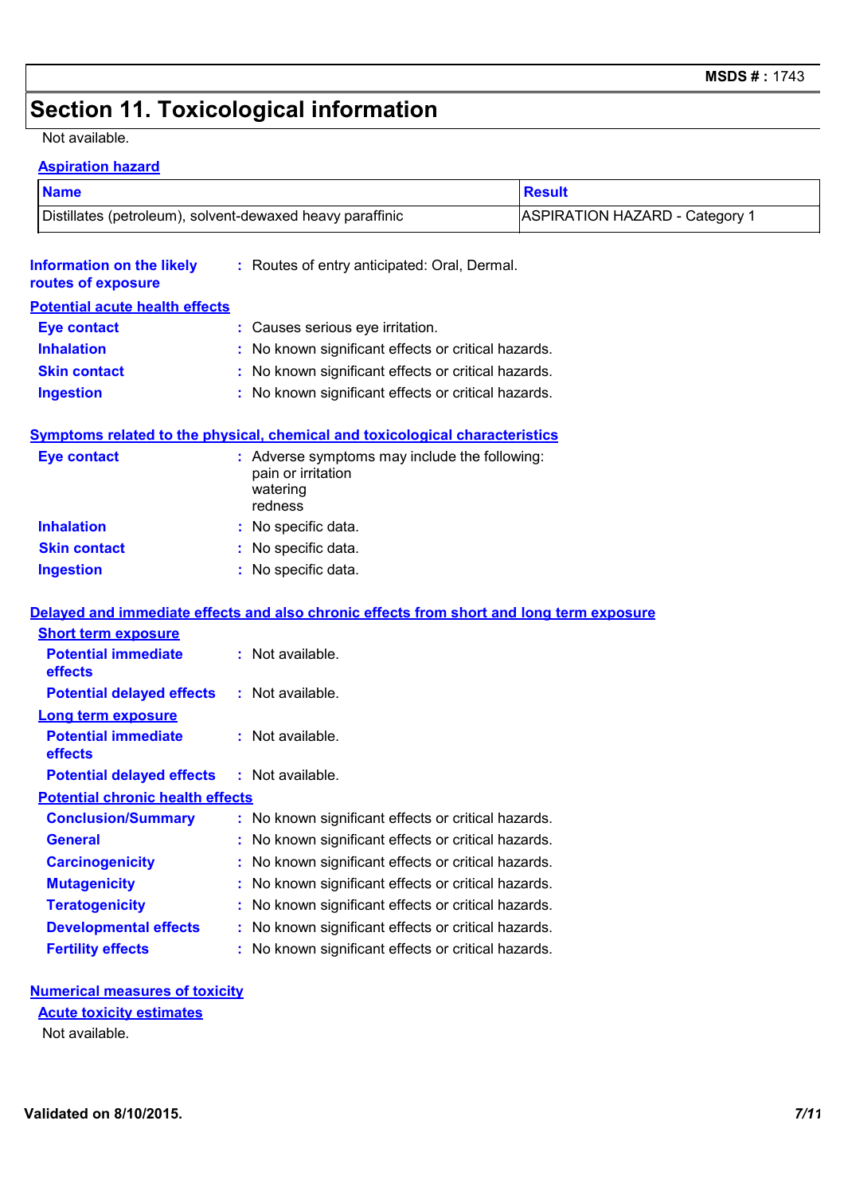# Section 11. Toxicological information

Not available.

**Aspiration hazard**

| Name | Result |
|---|---|
| Distillates (petroleum), solvent-dewaxed heavy paraffinic | ASPIRATION HAZARD - Category 1 |

**Information on the likely routes of exposure** : Routes of entry anticipated: Oral, Dermal.

**Potential acute health effects**

**Eye contact** : Causes serious eye irritation.
**Inhalation** : No known significant effects or critical hazards.
**Skin contact** : No known significant effects or critical hazards.
**Ingestion** : No known significant effects or critical hazards.

**Symptoms related to the physical, chemical and toxicological characteristics**

**Eye contact** : Adverse symptoms may include the following:
pain or irritation
watering
redness

**Inhalation** : No specific data.
**Skin contact** : No specific data.
**Ingestion** : No specific data.

**Delayed and immediate effects and also chronic effects from short and long term exposure**

**Short term exposure**

**Potential immediate effects** : Not available.
**Potential delayed effects** : Not available.

**Long term exposure**

**Potential immediate effects** : Not available.
**Potential delayed effects** : Not available.

**Potential chronic health effects**

**Conclusion/Summary** : No known significant effects or critical hazards.
**General** : No known significant effects or critical hazards.
**Carcinogenicity** : No known significant effects or critical hazards.
**Mutagenicity** : No known significant effects or critical hazards.
**Teratogenicity** : No known significant effects or critical hazards.
**Developmental effects** : No known significant effects or critical hazards.
**Fertility effects** : No known significant effects or critical hazards.

**Numerical measures of toxicity**

**Acute toxicity estimates**

Not available.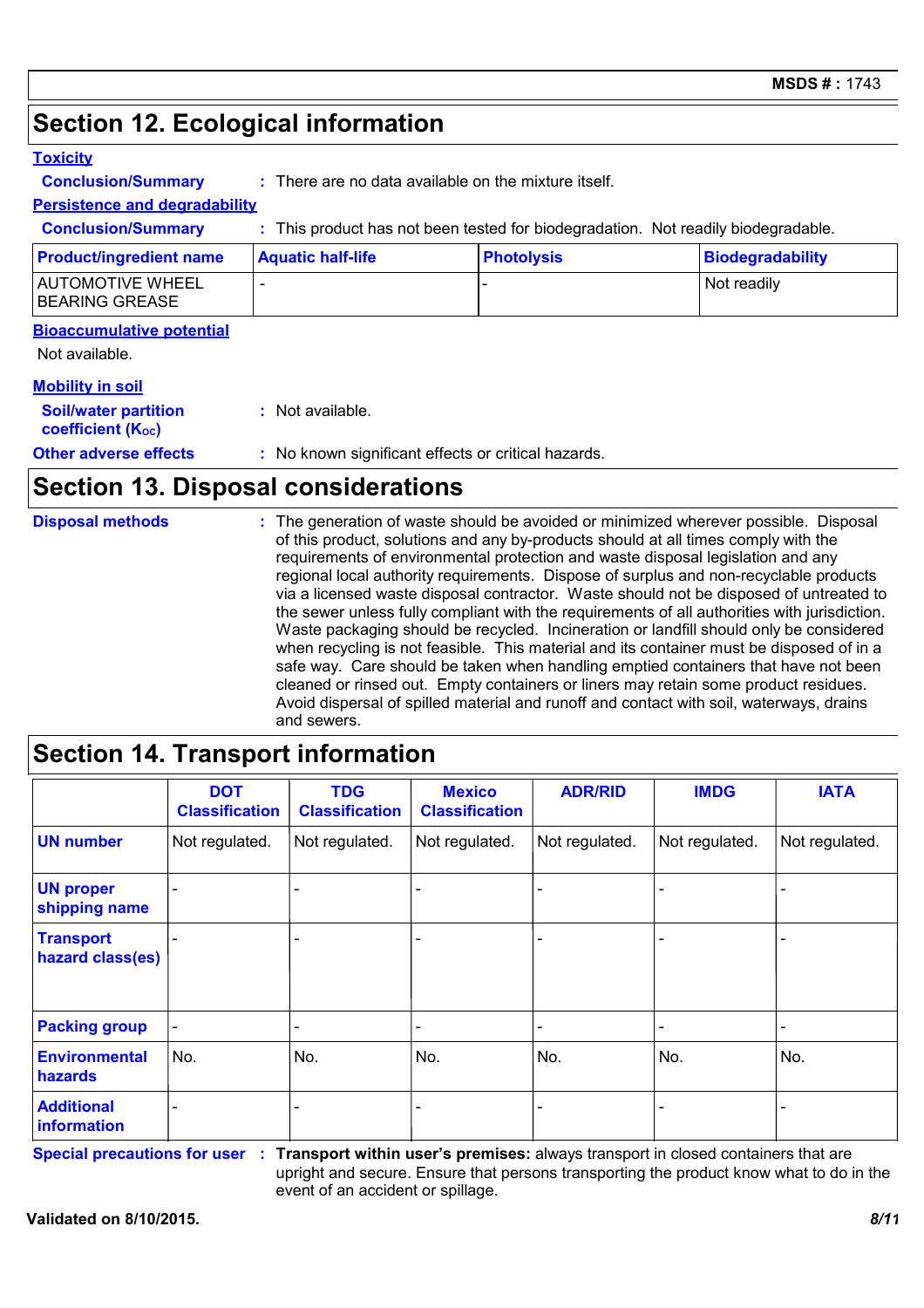## Section 12. Ecological information

### Toxicity

**Conclusion/Summary** : There are no data available on the mixture itself.

### Persistence and degradability

**Conclusion/Summary** : This product has not been tested for biodegradation. Not readily biodegradable.

| Product/ingredient name | Aquatic half-life | Photolysis | Biodegradability |
|---|---|---|---|
| AUTOMOTIVE WHEEL BEARING GREASE | - | - | Not readily |

### Bioaccumulative potential

Not available.

### Mobility in soil

**Soil/water partition coefficient ($K_{OC}$)** : Not available.

**Other adverse effects** : No known significant effects or critical hazards.

## Section 13. Disposal considerations

**Disposal methods** : The generation of waste should be avoided or minimized wherever possible. Disposal of this product, solutions and any by-products should at all times comply with the requirements of environmental protection and waste disposal legislation and any regional local authority requirements. Dispose of surplus and non-recyclable products via a licensed waste disposal contractor. Waste should not be disposed of untreated to the sewer unless fully compliant with the requirements of all authorities with jurisdiction. Waste packaging should be recycled. Incineration or landfill should only be considered when recycling is not feasible. This material and its container must be disposed of in a safe way. Care should be taken when handling emptied containers that have not been cleaned or rinsed out. Empty containers or liners may retain some product residues. Avoid dispersal of spilled material and runoff and contact with soil, waterways, drains and sewers.

## Section 14. Transport information

| | DOT Classification | TDG Classification | Mexico Classification | ADR/RID | IMDG | IATA |
|---|---|---|---|---|---|---|
| **UN number** | Not regulated. | Not regulated. | Not regulated. | Not regulated. | Not regulated. | Not regulated. |
| **UN proper shipping name** | - | - | - | - | - | - |
| **Transport hazard class(es)** | - | - | - | - | - | - |
| **Packing group** | - | - | - | - | - | - |
| **Environmental hazards** | No. | No. | No. | No. | No. | No. |
| **Additional information** | - | - | - | - | - | - |

**Special precautions for user** : **Transport within user's premises:** always transport in closed containers that are upright and secure. Ensure that persons transporting the product know what to do in the event of an accident or spillage.

**Validated on 8/10/2015.**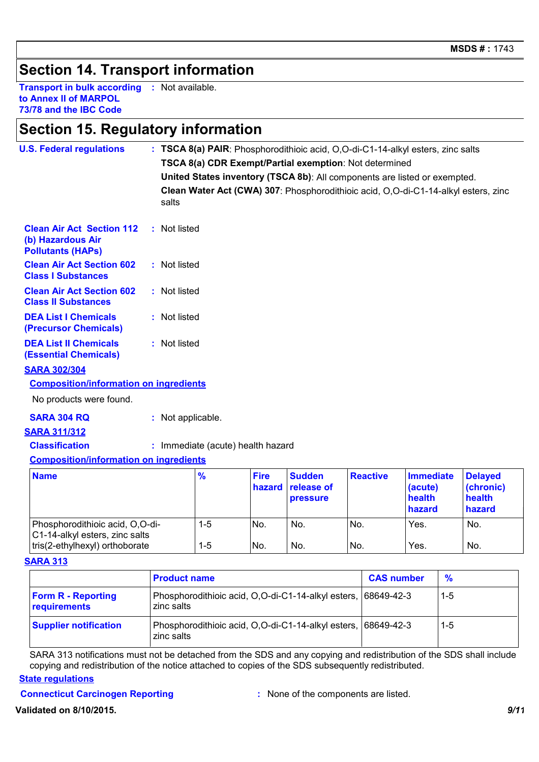## Section 14. Transport information

**Transport in bulk according to Annex II of MARPOL 73/78 and the IBC Code** : Not available.

## Section 15. Regulatory information

**U.S. Federal regulations** : **TSCA 8(a) PAIR**: Phosphorodithioic acid, O,O-di-C1-14-alkyl esters, zinc salts

**TSCA 8(a) CDR Exempt/Partial exemption**: Not determined

**United States inventory (TSCA 8b)**: All components are listed or exempted.

**Clean Water Act (CWA) 307**: Phosphorodithioic acid, O,O-di-C1-14-alkyl esters, zinc salts

**Clean Air Act Section 112 (b) Hazardous Air Pollutants (HAPs)** : Not listed

**Clean Air Act Section 602 Class I Substances** : Not listed

**Clean Air Act Section 602 Class II Substances** : Not listed

**DEA List I Chemicals (Precursor Chemicals)** : Not listed

**DEA List II Chemicals (Essential Chemicals)** : Not listed

**SARA 302/304**

**Composition/information on ingredients**

No products were found.

**SARA 304 RQ** : Not applicable.

**SARA 311/312**

**Classification** : Immediate (acute) health hazard

**Composition/information on ingredients**

| Name | % | Fire hazard | Sudden release of pressure | Reactive | Immediate (acute) health hazard | Delayed (chronic) health hazard |
|---|---|---|---|---|---|---|
| Phosphorodithioic acid, O,O-di-C1-14-alkyl esters, zinc salts | 1-5 | No. | No. | No. | Yes. | No. |
| tris(2-ethylhexyl) orthoborate | 1-5 | No. | No. | No. | Yes. | No. |

**SARA 313**

| | Product name | CAS number | % |
|---|---|---|---|
| **Form R - Reporting requirements** | Phosphorodithioic acid, O,O-di-C1-14-alkyl esters, zinc salts | 68649-42-3 | 1-5 |
| **Supplier notification** | Phosphorodithioic acid, O,O-di-C1-14-alkyl esters, zinc salts | 68649-42-3 | 1-5 |

SARA 313 notifications must not be detached from the SDS and any copying and redistribution of the SDS shall include copying and redistribution of the notice attached to copies of the SDS subsequently redistributed.

**State regulations**

**Connecticut Carcinogen Reporting** : None of the components are listed.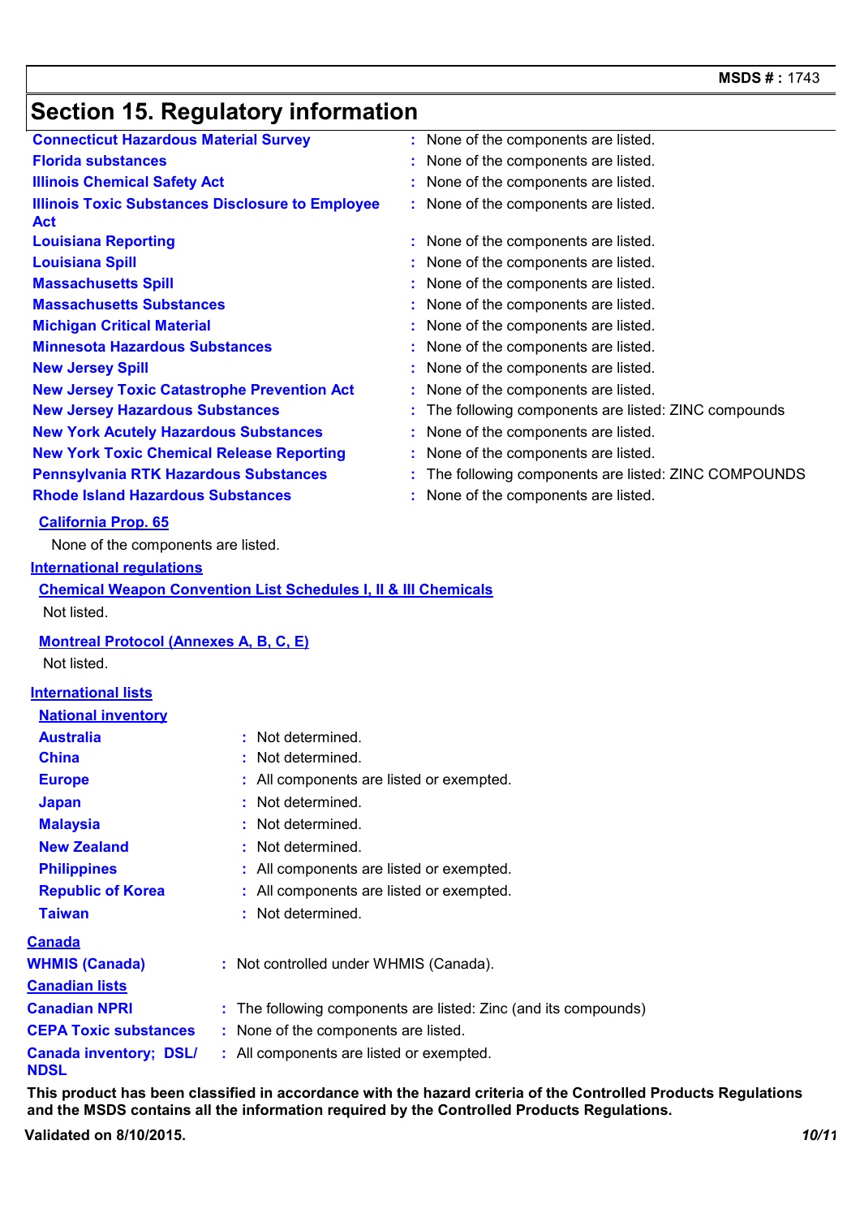## Section 15. Regulatory information

| | |
|---|---|
| **Connecticut Hazardous Material Survey** | : None of the components are listed. |
| **Florida substances** | : None of the components are listed. |
| **Illinois Chemical Safety Act** | : None of the components are listed. |
| **Illinois Toxic Substances Disclosure to Employee Act** | : None of the components are listed. |
| **Louisiana Reporting** | : None of the components are listed. |
| **Louisiana Spill** | : None of the components are listed. |
| **Massachusetts Spill** | : None of the components are listed. |
| **Massachusetts Substances** | : None of the components are listed. |
| **Michigan Critical Material** | : None of the components are listed. |
| **Minnesota Hazardous Substances** | : None of the components are listed. |
| **New Jersey Spill** | : None of the components are listed. |
| **New Jersey Toxic Catastrophe Prevention Act** | : None of the components are listed. |
| **New Jersey Hazardous Substances** | : The following components are listed: ZINC compounds |
| **New York Acutely Hazardous Substances** | : None of the components are listed. |
| **New York Toxic Chemical Release Reporting** | : None of the components are listed. |
| **Pennsylvania RTK Hazardous Substances** | : The following components are listed: ZINC COMPOUNDS |
| **Rhode Island Hazardous Substances** | : None of the components are listed. |

**California Prop. 65**

None of the components are listed.

**International regulations**

**Chemical Weapon Convention List Schedules I, II & III Chemicals**

Not listed.

**Montreal Protocol (Annexes A, B, C, E)**

Not listed.

**International lists**

**National inventory**

| | |
|---|---|
| **Australia** | : Not determined. |
| **China** | : Not determined. |
| **Europe** | : All components are listed or exempted. |
| **Japan** | : Not determined. |
| **Malaysia** | : Not determined. |
| **New Zealand** | : Not determined. |
| **Philippines** | : All components are listed or exempted. |
| **Republic of Korea** | : All components are listed or exempted. |
| **Taiwan** | : Not determined. |

**Canada**

| | |
|---|---|
| **WHMIS (Canada)** | : Not controlled under WHMIS (Canada). |

**Canadian lists**

| | |
|---|---|
| **Canadian NPRI** | : The following components are listed: Zinc (and its compounds) |
| **CEPA Toxic substances** | : None of the components are listed. |
| **Canada inventory; DSL/ NDSL** | : All components are listed or exempted. |

**This product has been classified in accordance with the hazard criteria of the Controlled Products Regulations and the MSDS contains all the information required by the Controlled Products Regulations.**

**Validated on 8/10/2015.**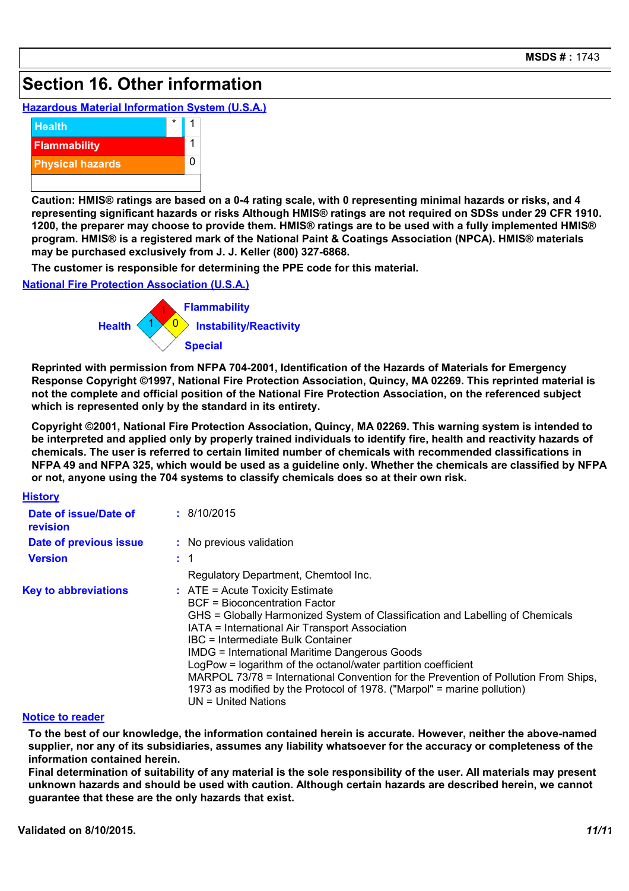**MSDS # :** 1743

# Section 16. Other information

**Hazardous Material Information System (U.S.A.)**

| | | |
|---|---|---|
| Health | * | 1 |
| Flammability | | 1 |
| Physical hazards | | 0 |

**Caution: HMIS® ratings are based on a 0-4 rating scale, with 0 representing minimal hazards or risks, and 4 representing significant hazards or risks Although HMIS® ratings are not required on SDSs under 29 CFR 1910. 1200, the preparer may choose to provide them. HMIS® ratings are to be used with a fully implemented HMIS® program. HMIS® is a registered mark of the National Paint & Coatings Association (NPCA). HMIS® materials may be purchased exclusively from J. J. Keller (800) 327-6868.**

**The customer is responsible for determining the PPE code for this material.**

**National Fire Protection Association (U.S.A.)**

Flammability: 1
Health: 1
Instability/Reactivity: 0
Special

**Reprinted with permission from NFPA 704-2001, Identification of the Hazards of Materials for Emergency Response Copyright ©1997, National Fire Protection Association, Quincy, MA 02269. This reprinted material is not the complete and official position of the National Fire Protection Association, on the referenced subject which is represented only by the standard in its entirety.**

**Copyright ©2001, National Fire Protection Association, Quincy, MA 02269. This warning system is intended to be interpreted and applied only by properly trained individuals to identify fire, health and reactivity hazards of chemicals. The user is referred to certain limited number of chemicals with recommended classifications in NFPA 49 and NFPA 325, which would be used as a guideline only. Whether the chemicals are classified by NFPA or not, anyone using the 704 systems to classify chemicals does so at their own risk.**

**History**

**Date of issue/Date of revision** : 8/10/2015

**Date of previous issue** : No previous validation

**Version** : 1

Regulatory Department, Chemtool Inc.

**Key to abbreviations** :
ATE = Acute Toxicity Estimate
BCF = Bioconcentration Factor
GHS = Globally Harmonized System of Classification and Labelling of Chemicals
IATA = International Air Transport Association
IBC = Intermediate Bulk Container
IMDG = International Maritime Dangerous Goods
LogPow = logarithm of the octanol/water partition coefficient
MARPOL 73/78 = International Convention for the Prevention of Pollution From Ships, 1973 as modified by the Protocol of 1978. ("Marpol" = marine pollution)
UN = United Nations

**Notice to reader**

**To the best of our knowledge, the information contained herein is accurate. However, neither the above-named supplier, nor any of its subsidiaries, assumes any liability whatsoever for the accuracy or completeness of the information contained herein.**
**Final determination of suitability of any material is the sole responsibility of the user. All materials may present unknown hazards and should be used with caution. Although certain hazards are described herein, we cannot guarantee that these are the only hazards that exist.**

**Validated on 8/10/2015.**